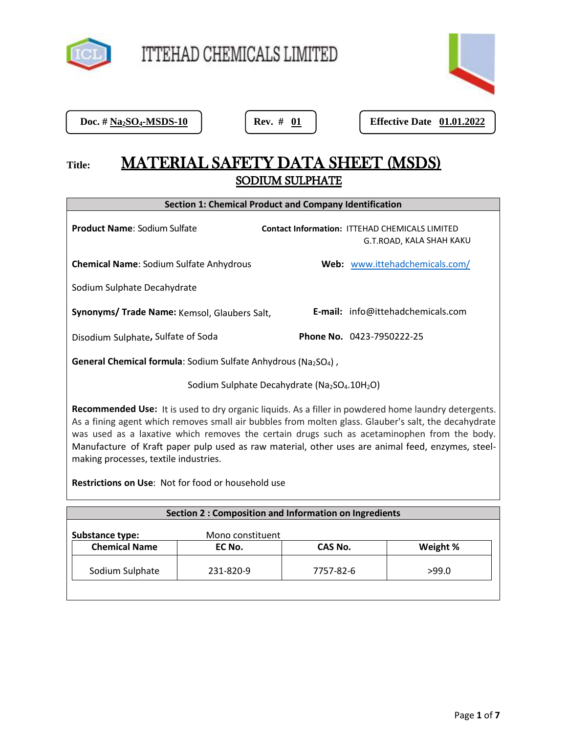ITTEHAD CHEMICALS LIMITED

| Doc. # $Na_2SO_4$-MSDS-10 | Rev. # 01 | Effective Date 01.01.2022 |
|---|---|---|

# Title: MATERIAL SAFETY DATA SHEET (MSDS)

## SODIUM SULPHATE

### Section 1: Chemical Product and Company Identification

**Product Name**: Sodium Sulfate

**Contact Information:** ITTEHAD CHEMICALS LIMITED
G.T.ROAD, KALA SHAH KAKU

**Chemical Name**: Sodium Sulfate Anhydrous

Sodium Sulphate Decahydrate

**Web:** www.ittehadchemicals.com/

**Synonyms/ Trade Name:** Kemsol, Glaubers Salt,

Disodium Sulphate**,** Sulfate of Soda

**E-mail:** info@ittehadchemicals.com

**Phone No.** 0423-7950222-25

**General Chemical formula**: Sodium Sulfate Anhydrous ($Na_2SO_4$) ,

Sodium Sulphate Decahydrate ($Na_2SO_4.10H_2O$)

**Recommended Use:** It is used to dry organic liquids. As a filler in powdered home laundry detergents. As a fining agent which removes small air bubbles from molten glass. Glauber's salt, the decahydrate was used as a laxative which removes the certain drugs such as acetaminophen from the body. Manufacture of Kraft paper pulp used as raw material, other uses are animal feed, enzymes, steel-making processes, textile industries.

**Restrictions on Use**: Not for food or household use

### Section 2 : Composition and Information on Ingredients

**Substance type:** Mono constituent

| Chemical Name | EC No. | CAS No. | Weight % |
|---|---|---|---|
| Sodium Sulphate | 231-820-9 | 7757-82-6 | >99.0 |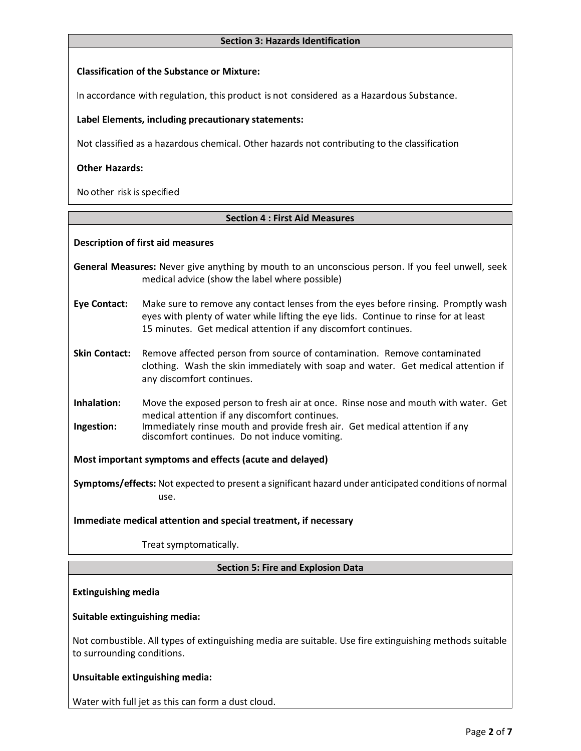## Section 3: Hazards Identification

**Classification of the Substance or Mixture:**

In accordance with regulation, this product is not considered as a Hazardous Substance.

**Label Elements, including precautionary statements:**

Not classified as a hazardous chemical. Other hazards not contributing to the classification

**Other Hazards:**

No other risk is specified

## Section 4 : First Aid Measures

**Description of first aid measures**

**General Measures:** Never give anything by mouth to an unconscious person. If you feel unwell, seek medical advice (show the label where possible)

**Eye Contact:** Make sure to remove any contact lenses from the eyes before rinsing. Promptly wash eyes with plenty of water while lifting the eye lids. Continue to rinse for at least 15 minutes. Get medical attention if any discomfort continues.

**Skin Contact:** Remove affected person from source of contamination. Remove contaminated clothing. Wash the skin immediately with soap and water. Get medical attention if any discomfort continues.

**Inhalation:** Move the exposed person to fresh air at once. Rinse nose and mouth with water. Get medical attention if any discomfort continues.

**Ingestion:** Immediately rinse mouth and provide fresh air. Get medical attention if any discomfort continues. Do not induce vomiting.

**Most important symptoms and effects (acute and delayed)**

**Symptoms/effects:** Not expected to present a significant hazard under anticipated conditions of normal use.

**Immediate medical attention and special treatment, if necessary**

Treat symptomatically.

## Section 5: Fire and Explosion Data

**Extinguishing media**

**Suitable extinguishing media:**

Not combustible. All types of extinguishing media are suitable. Use fire extinguishing methods suitable to surrounding conditions.

**Unsuitable extinguishing media:**

Water with full jet as this can form a dust cloud.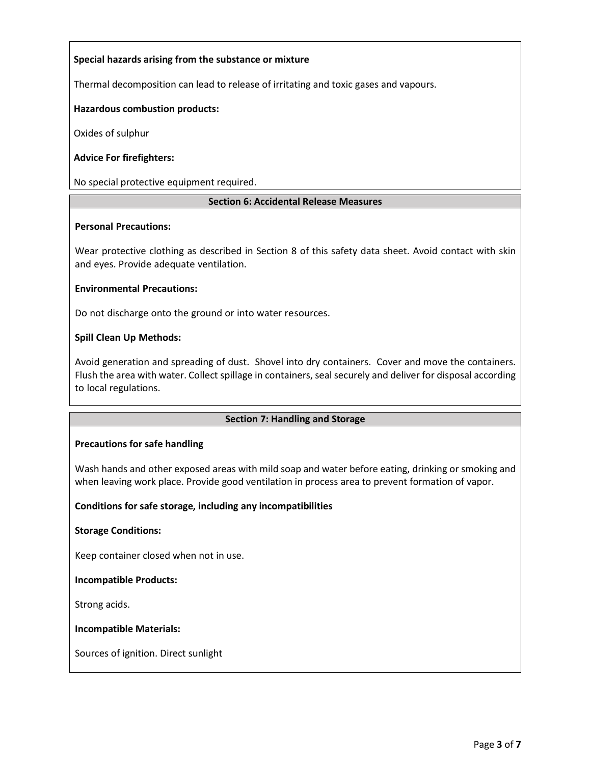**Special hazards arising from the substance or mixture**

Thermal decomposition can lead to release of irritating and toxic gases and vapours.

**Hazardous combustion products:**

Oxides of sulphur

**Advice For firefighters:**

No special protective equipment required.

## Section 6: Accidental Release Measures

**Personal Precautions:**

Wear protective clothing as described in Section 8 of this safety data sheet. Avoid contact with skin and eyes. Provide adequate ventilation.

**Environmental Precautions:**

Do not discharge onto the ground or into water resources.

**Spill Clean Up Methods:**

Avoid generation and spreading of dust. Shovel into dry containers. Cover and move the containers. Flush the area with water. Collect spillage in containers, seal securely and deliver for disposal according to local regulations.

## Section 7: Handling and Storage

**Precautions for safe handling**

Wash hands and other exposed areas with mild soap and water before eating, drinking or smoking and when leaving work place. Provide good ventilation in process area to prevent formation of vapor.

**Conditions for safe storage, including any incompatibilities**

**Storage Conditions:**

Keep container closed when not in use.

**Incompatible Products:**

Strong acids.

**Incompatible Materials:**

Sources of ignition. Direct sunlight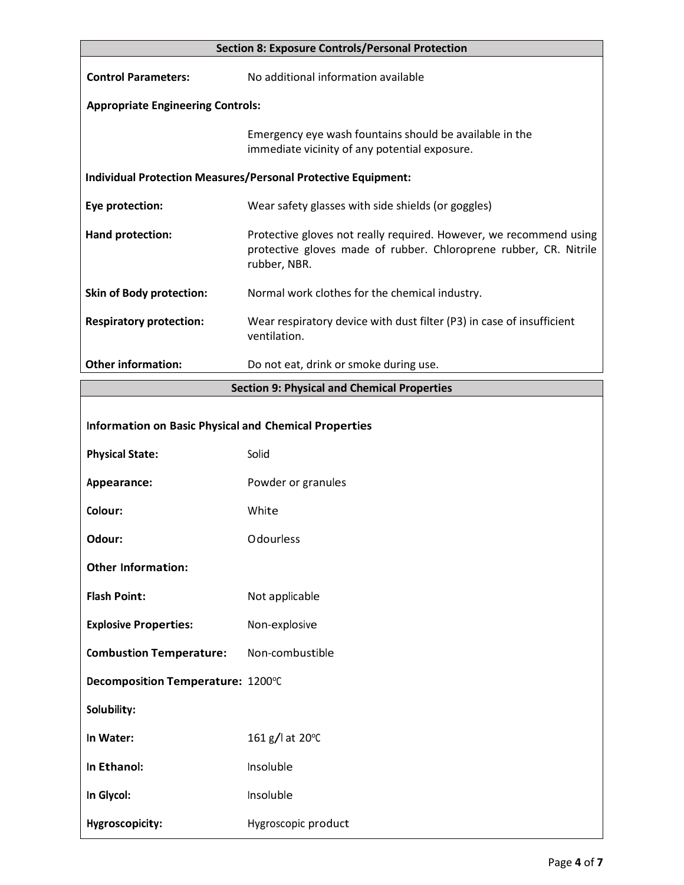## Section 8: Exposure Controls/Personal Protection

**Control Parameters:** No additional information available

**Appropriate Engineering Controls:**

Emergency eye wash fountains should be available in the immediate vicinity of any potential exposure.

**Individual Protection Measures/Personal Protective Equipment:**

**Eye protection:** Wear safety glasses with side shields (or goggles)

**Hand protection:** Protective gloves not really required. However, we recommend using protective gloves made of rubber. Chloroprene rubber, CR. Nitrile rubber, NBR.

**Skin of Body protection:** Normal work clothes for the chemical industry.

**Respiratory protection:** Wear respiratory device with dust filter (P3) in case of insufficient ventilation.

**Other information:** Do not eat, drink or smoke during use.

## Section 9: Physical and Chemical Properties

**Information on Basic Physical and Chemical Properties**

**Physical State:** Solid

**Appearance:** Powder or granules

**Colour:** White

**Odour:** Odourless

**Other Information:**

**Flash Point:** Not applicable

**Explosive Properties:** Non-explosive

**Combustion Temperature:** Non-combustible

**Decomposition Temperature:** 1200ºC

**Solubility:**

**In Water:** 161 g/l at 20ºC

**In Ethanol:** Insoluble

**In Glycol:** Insoluble

**Hygroscopicity:** Hygroscopic product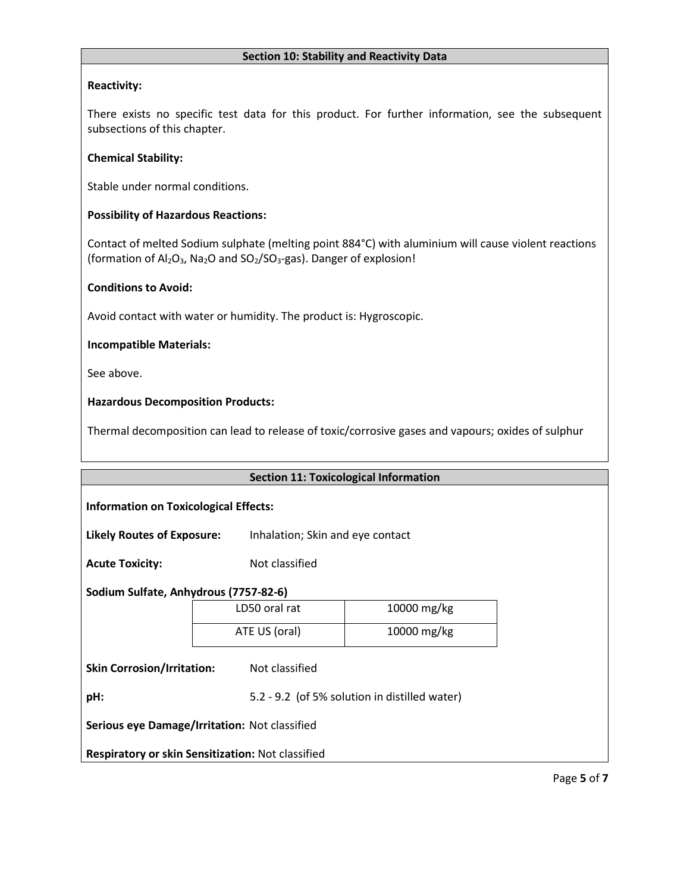## Section 10: Stability and Reactivity Data

**Reactivity:**

There exists no specific test data for this product. For further information, see the subsequent subsections of this chapter.

**Chemical Stability:**

Stable under normal conditions.

**Possibility of Hazardous Reactions:**

Contact of melted Sodium sulphate (melting point 884°C) with aluminium will cause violent reactions (formation of $Al_2O_3$, $Na_2O$ and $SO_2$/$SO_3$-gas). Danger of explosion!

**Conditions to Avoid:**

Avoid contact with water or humidity. The product is: Hygroscopic.

**Incompatible Materials:**

See above.

**Hazardous Decomposition Products:**

Thermal decomposition can lead to release of toxic/corrosive gases and vapours; oxides of sulphur

## Section 11: Toxicological Information

**Information on Toxicological Effects:**

**Likely Routes of Exposure:** Inhalation; Skin and eye contact

**Acute Toxicity:** Not classified

**Sodium Sulfate, Anhydrous (7757-82-6)**

| | |
|---|---|
| LD50 oral rat | 10000 mg/kg |
| ATE US (oral) | 10000 mg/kg |

**Skin Corrosion/Irritation:** Not classified

**pH:** 5.2 - 9.2 (of 5% solution in distilled water)

**Serious eye Damage/Irritation:** Not classified

**Respiratory or skin Sensitization:** Not classified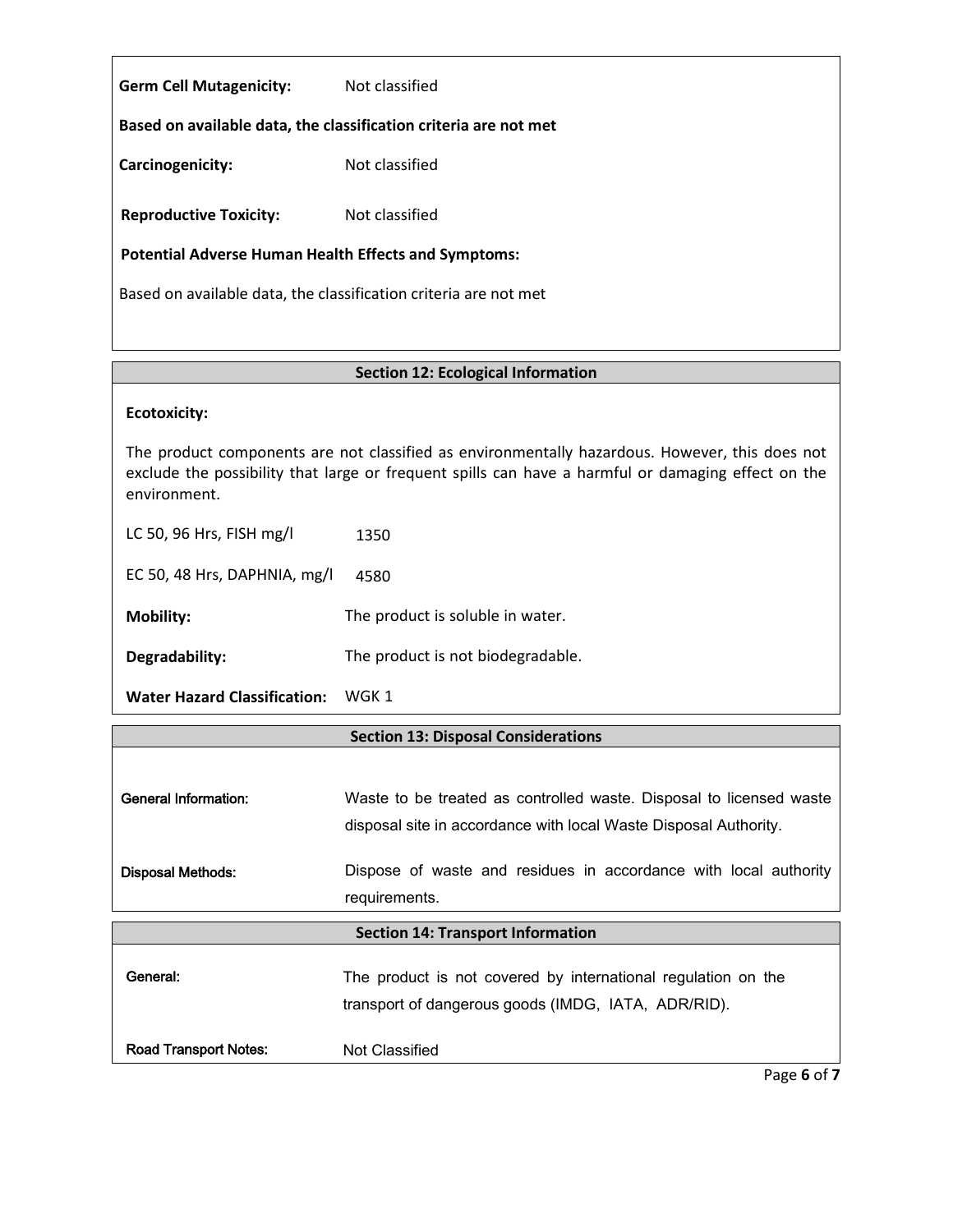**Germ Cell Mutagenicity:** Not classified

**Based on available data, the classification criteria are not met**

**Carcinogenicity:** Not classified

**Reproductive Toxicity:** Not classified

**Potential Adverse Human Health Effects and Symptoms:**

Based on available data, the classification criteria are not met

## Section 12: Ecological Information

**Ecotoxicity:**

The product components are not classified as environmentally hazardous. However, this does not exclude the possibility that large or frequent spills can have a harmful or damaging effect on the environment.

LC 50, 96 Hrs, FISH mg/l 1350

EC 50, 48 Hrs, DAPHNIA, mg/l 4580

**Mobility:** The product is soluble in water.

**Degradability:** The product is not biodegradable.

**Water Hazard Classification:** WGK 1

## Section 13: Disposal Considerations

General Information: Waste to be treated as controlled waste. Disposal to licensed waste disposal site in accordance with local Waste Disposal Authority.

Disposal Methods: Dispose of waste and residues in accordance with local authority requirements.

## Section 14: Transport Information

General: The product is not covered by international regulation on the transport of dangerous goods (IMDG, IATA, ADR/RID).

Road Transport Notes: Not Classified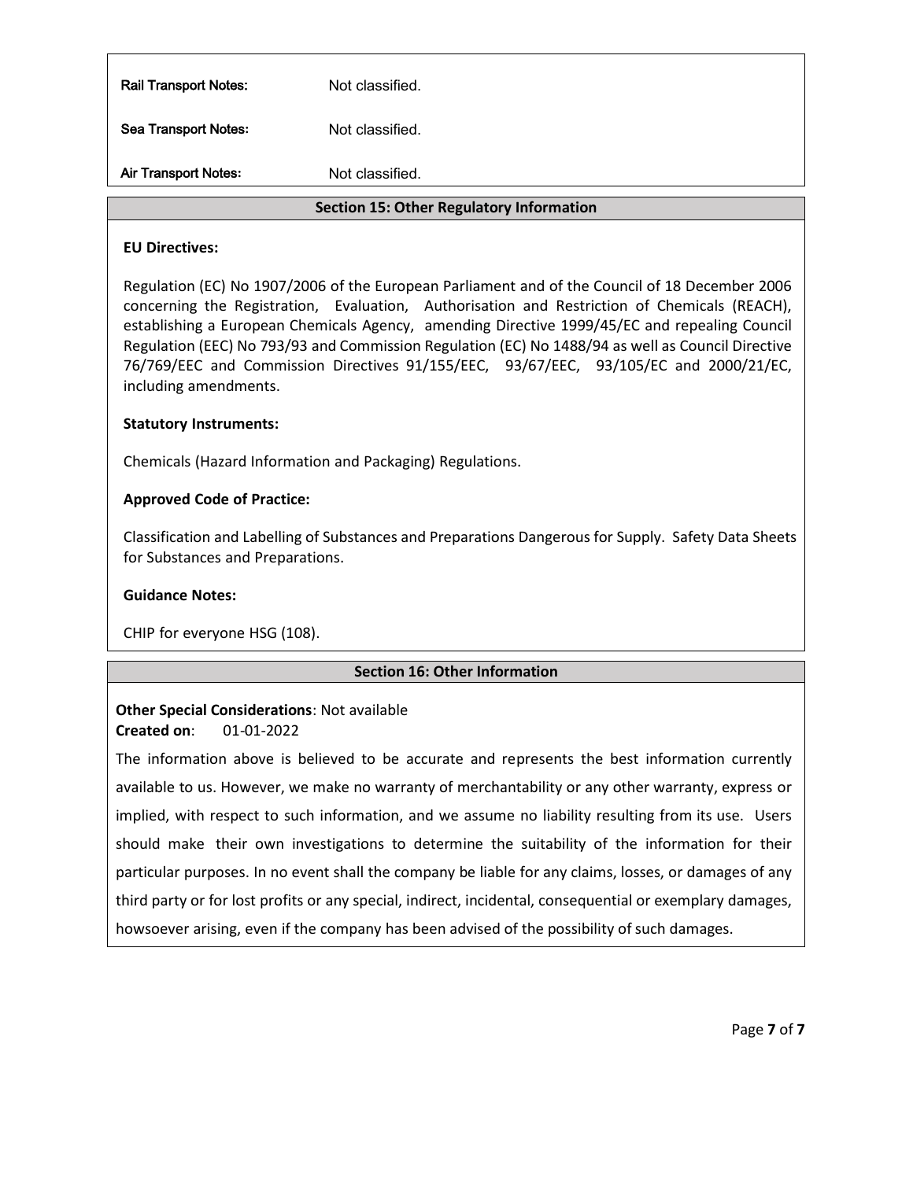| | |
|---|---|
| **Rail Transport Notes:** | Not classified. |
| **Sea Transport Notes:** | Not classified. |
| **Air Transport Notes:** | Not classified. |

## Section 15: Other Regulatory Information

**EU Directives:**

Regulation (EC) No 1907/2006 of the European Parliament and of the Council of 18 December 2006 concerning the Registration, Evaluation, Authorisation and Restriction of Chemicals (REACH), establishing a European Chemicals Agency, amending Directive 1999/45/EC and repealing Council Regulation (EEC) No 793/93 and Commission Regulation (EC) No 1488/94 as well as Council Directive 76/769/EEC and Commission Directives 91/155/EEC, 93/67/EEC, 93/105/EC and 2000/21/EC, including amendments.

**Statutory Instruments:**

Chemicals (Hazard Information and Packaging) Regulations.

**Approved Code of Practice:**

Classification and Labelling of Substances and Preparations Dangerous for Supply. Safety Data Sheets for Substances and Preparations.

**Guidance Notes:**

CHIP for everyone HSG (108).

## Section 16: Other Information

**Other Special Considerations**: Not available
**Created on**: 01-01-2022

The information above is believed to be accurate and represents the best information currently available to us. However, we make no warranty of merchantability or any other warranty, express or implied, with respect to such information, and we assume no liability resulting from its use. Users should make their own investigations to determine the suitability of the information for their particular purposes. In no event shall the company be liable for any claims, losses, or damages of any third party or for lost profits or any special, indirect, incidental, consequential or exemplary damages, howsoever arising, even if the company has been advised of the possibility of such damages.